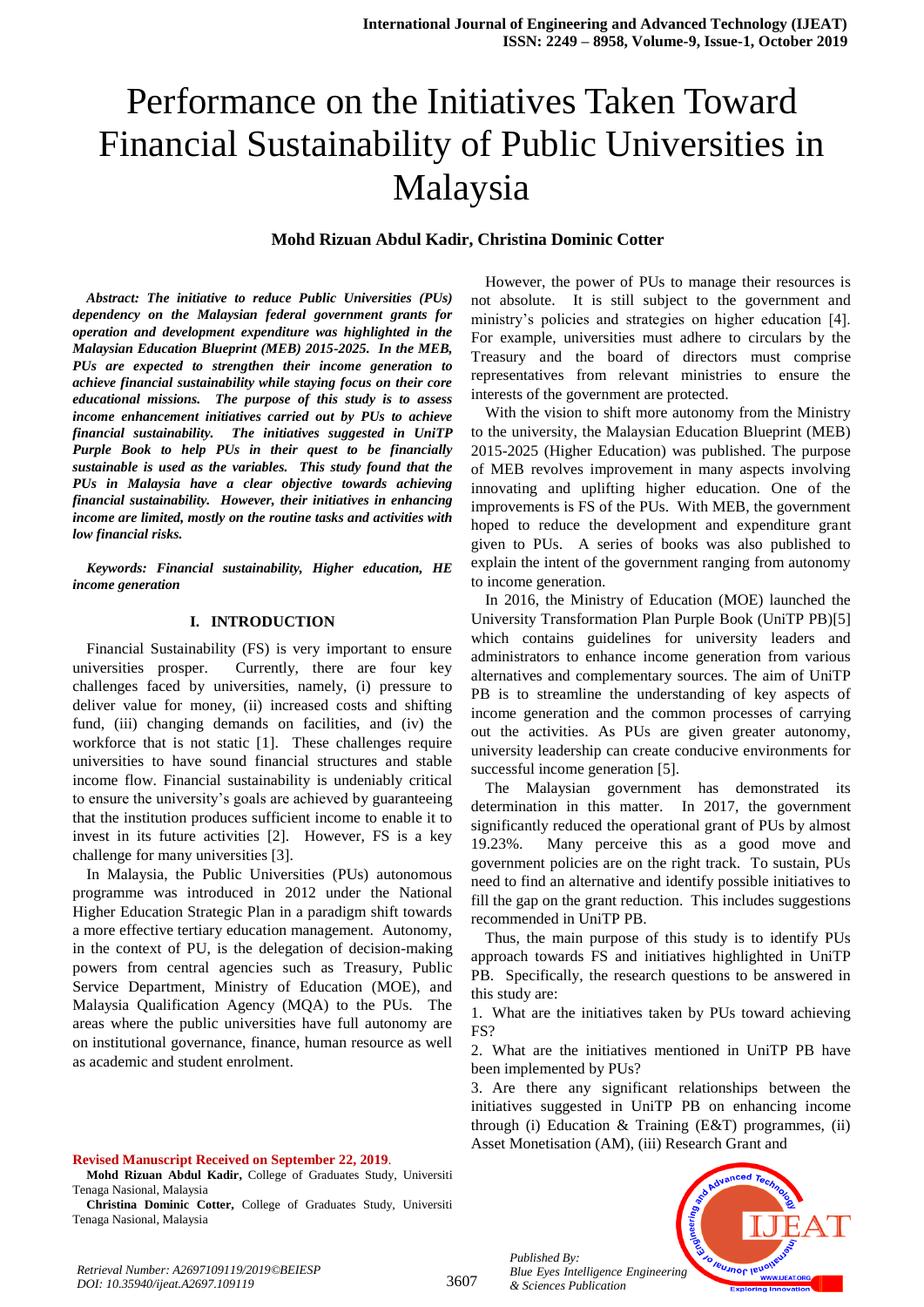# Performance on the Initiatives Taken Toward Financial Sustainability of Public Universities in Malaysia

**Mohd Rizuan Abdul Kadir, Christina Dominic Cotter**

***Abstract: The initiative to reduce Public Universities (PUs) dependency on the Malaysian federal government grants for operation and development expenditure was highlighted in the Malaysian Education Blueprint (MEB) 2015-2025. In the MEB, PUs are expected to strengthen their income generation to achieve financial sustainability while staying focus on their core educational missions. The purpose of this study is to assess income enhancement initiatives carried out by PUs to achieve financial sustainability. The initiatives suggested in UniTP Purple Book to help PUs in their quest to be financially sustainable is used as the variables. This study found that the PUs in Malaysia have a clear objective towards achieving financial sustainability. However, their initiatives in enhancing income are limited, mostly on the routine tasks and activities with low financial risks.***

***Keywords: Financial sustainability, Higher education, HE income generation***

## I. INTRODUCTION

Financial Sustainability (FS) is very important to ensure universities prosper. Currently, there are four key challenges faced by universities, namely, (i) pressure to deliver value for money, (ii) increased costs and shifting fund, (iii) changing demands on facilities, and (iv) the workforce that is not static [1]. These challenges require universities to have sound financial structures and stable income flow. Financial sustainability is undeniably critical to ensure the university's goals are achieved by guaranteeing that the institution produces sufficient income to enable it to invest in its future activities [2]. However, FS is a key challenge for many universities [3].

In Malaysia, the Public Universities (PUs) autonomous programme was introduced in 2012 under the National Higher Education Strategic Plan in a paradigm shift towards a more effective tertiary education management. Autonomy, in the context of PU, is the delegation of decision-making powers from central agencies such as Treasury, Public Service Department, Ministry of Education (MOE), and Malaysia Qualification Agency (MQA) to the PUs. The areas where the public universities have full autonomy are on institutional governance, finance, human resource as well as academic and student enrolment.

However, the power of PUs to manage their resources is not absolute. It is still subject to the government and ministry's policies and strategies on higher education [4]. For example, universities must adhere to circulars by the Treasury and the board of directors must comprise representatives from relevant ministries to ensure the interests of the government are protected.

With the vision to shift more autonomy from the Ministry to the university, the Malaysian Education Blueprint (MEB) 2015-2025 (Higher Education) was published. The purpose of MEB revolves improvement in many aspects involving innovating and uplifting higher education. One of the improvements is FS of the PUs. With MEB, the government hoped to reduce the development and expenditure grant given to PUs. A series of books was also published to explain the intent of the government ranging from autonomy to income generation.

In 2016, the Ministry of Education (MOE) launched the University Transformation Plan Purple Book (UniTP PB)[5] which contains guidelines for university leaders and administrators to enhance income generation from various alternatives and complementary sources. The aim of UniTP PB is to streamline the understanding of key aspects of income generation and the common processes of carrying out the activities. As PUs are given greater autonomy, university leadership can create conducive environments for successful income generation [5].

The Malaysian government has demonstrated its determination in this matter. In 2017, the government significantly reduced the operational grant of PUs by almost 19.23%. Many perceive this as a good move and government policies are on the right track. To sustain, PUs need to find an alternative and identify possible initiatives to fill the gap on the grant reduction. This includes suggestions recommended in UniTP PB.

Thus, the main purpose of this study is to identify PUs approach towards FS and initiatives highlighted in UniTP PB. Specifically, the research questions to be answered in this study are:

1. What are the initiatives taken by PUs toward achieving FS?
2. What are the initiatives mentioned in UniTP PB have been implemented by PUs?
3. Are there any significant relationships between the initiatives suggested in UniTP PB on enhancing income through (i) Education & Training (E&T) programmes, (ii) Asset Monetisation (AM), (iii) Research Grant and

**Revised Manuscript Received on September 22, 2019.**

**Mohd Rizuan Abdul Kadir,** College of Graduates Study, Universiti Tenaga Nasional, Malaysia

**Christina Dominic Cotter,** College of Graduates Study, Universiti Tenaga Nasional, Malaysia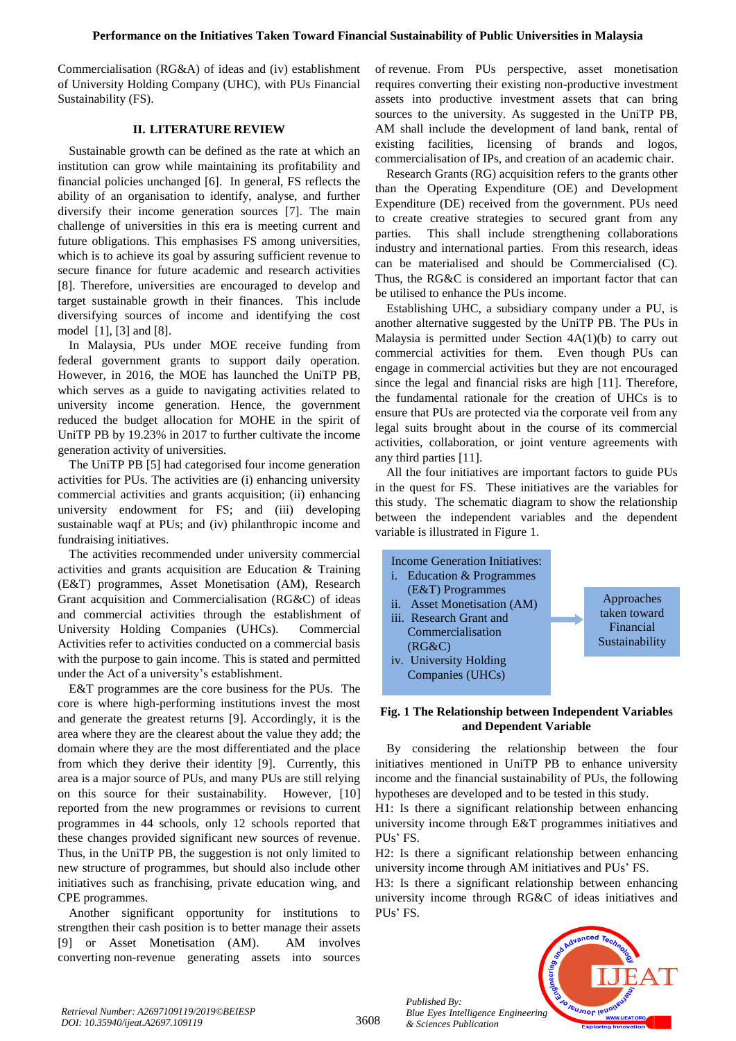Commercialisation (RG&A) of ideas and (iv) establishment of University Holding Company (UHC), with PUs Financial Sustainability (FS).

## II. LITERATURE REVIEW

Sustainable growth can be defined as the rate at which an institution can grow while maintaining its profitability and financial policies unchanged [6]. In general, FS reflects the ability of an organisation to identify, analyse, and further diversify their income generation sources [7]. The main challenge of universities in this era is meeting current and future obligations. This emphasises FS among universities, which is to achieve its goal by assuring sufficient revenue to secure finance for future academic and research activities [8]. Therefore, universities are encouraged to develop and target sustainable growth in their finances. This include diversifying sources of income and identifying the cost model [1], [3] and [8].

In Malaysia, PUs under MOE receive funding from federal government grants to support daily operation. However, in 2016, the MOE has launched the UniTP PB, which serves as a guide to navigating activities related to university income generation. Hence, the government reduced the budget allocation for MOHE in the spirit of UniTP PB by 19.23% in 2017 to further cultivate the income generation activity of universities.

The UniTP PB [5] had categorised four income generation activities for PUs. The activities are (i) enhancing university commercial activities and grants acquisition; (ii) enhancing university endowment for FS; and (iii) developing sustainable waqf at PUs; and (iv) philanthropic income and fundraising initiatives.

The activities recommended under university commercial activities and grants acquisition are Education & Training (E&T) programmes, Asset Monetisation (AM), Research Grant acquisition and Commercialisation (RG&C) of ideas and commercial activities through the establishment of University Holding Companies (UHCs). Commercial Activities refer to activities conducted on a commercial basis with the purpose to gain income. This is stated and permitted under the Act of a university's establishment.

E&T programmes are the core business for the PUs. The core is where high-performing institutions invest the most and generate the greatest returns [9]. Accordingly, it is the area where they are the clearest about the value they add; the domain where they are the most differentiated and the place from which they derive their identity [9]. Currently, this area is a major source of PUs, and many PUs are still relying on this source for their sustainability. However, [10] reported from the new programmes or revisions to current programmes in 44 schools, only 12 schools reported that these changes provided significant new sources of revenue. Thus, in the UniTP PB, the suggestion is not only limited to new structure of programmes, but should also include other initiatives such as franchising, private education wing, and CPE programmes.

Another significant opportunity for institutions to strengthen their cash position is to better manage their assets [9] or Asset Monetisation (AM). AM involves converting non-revenue generating assets into sources of revenue. From PUs perspective, asset monetisation requires converting their existing non-productive investment assets into productive investment assets that can bring sources to the university. As suggested in the UniTP PB, AM shall include the development of land bank, rental of existing facilities, licensing of brands and logos, commercialisation of IPs, and creation of an academic chair.

Research Grants (RG) acquisition refers to the grants other than the Operating Expenditure (OE) and Development Expenditure (DE) received from the government. PUs need to create creative strategies to secured grant from any parties. This shall include strengthening collaborations industry and international parties. From this research, ideas can be materialised and should be Commercialised (C). Thus, the RG&C is considered an important factor that can be utilised to enhance the PUs income.

Establishing UHC, a subsidiary company under a PU, is another alternative suggested by the UniTP PB. The PUs in Malaysia is permitted under Section 4A(1)(b) to carry out commercial activities for them. Even though PUs can engage in commercial activities but they are not encouraged since the legal and financial risks are high [11]. Therefore, the fundamental rationale for the creation of UHCs is to ensure that PUs are protected via the corporate veil from any legal suits brought about in the course of its commercial activities, collaboration, or joint venture agreements with any third parties [11].

All the four initiatives are important factors to guide PUs in the quest for FS. These initiatives are the variables for this study. The schematic diagram to show the relationship between the independent variables and the dependent variable is illustrated in Figure 1.

Income Generation Initiatives:
i. Education & Programmes (E&T) Programmes
ii. Asset Monetisation (AM)
iii. Research Grant and Commercialisation (RG&C)
iv. University Holding Companies (UHCs)

→ Approaches taken toward Financial Sustainability

**Fig. 1 The Relationship between Independent Variables and Dependent Variable**

By considering the relationship between the four initiatives mentioned in UniTP PB to enhance university income and the financial sustainability of PUs, the following hypotheses are developed and to be tested in this study.

H1: Is there a significant relationship between enhancing university income through E&T programmes initiatives and PUs' FS.

H2: Is there a significant relationship between enhancing university income through AM initiatives and PUs' FS.

H3: Is there a significant relationship between enhancing university income through RG&C of ideas initiatives and PUs' FS.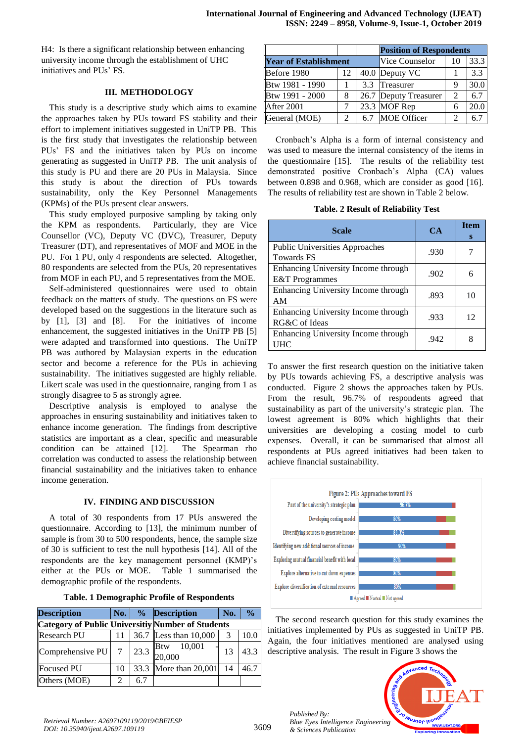H4: Is there a significant relationship between enhancing university income through the establishment of UHC initiatives and PUs' FS.

## III. METHODOLOGY

This study is a descriptive study which aims to examine the approaches taken by PUs toward FS stability and their effort to implement initiatives suggested in UniTP PB. This is the first study that investigates the relationship between PUs' FS and the initiatives taken by PUs on income generating as suggested in UniTP PB. The unit analysis of this study is PU and there are 20 PUs in Malaysia. Since this study is about the direction of PUs towards sustainability, only the Key Personnel Managements (KPMs) of the PUs present clear answers.

This study employed purposive sampling by taking only the KPM as respondents. Particularly, they are Vice Counsellor (VC), Deputy VC (DVC), Treasurer, Deputy Treasurer (DT), and representatives of MOF and MOE in the PU. For 1 PU, only 4 respondents are selected. Altogether, 80 respondents are selected from the PUs, 20 representatives from MOF in each PU, and 5 representatives from the MOE.

Self-administered questionnaires were used to obtain feedback on the matters of study. The questions on FS were developed based on the suggestions in the literature such as by [1], [3] and [8]. For the initiatives of income enhancement, the suggested initiatives in the UniTP PB [5] were adapted and transformed into questions. The UniTP PB was authored by Malaysian experts in the education sector and become a reference for the PUs in achieving sustainability. The initiatives suggested are highly reliable. Likert scale was used in the questionnaire, ranging from 1 as strongly disagree to 5 as strongly agree.

Descriptive analysis is employed to analyse the approaches in ensuring sustainability and initiatives taken to enhance income generation. The findings from descriptive statistics are important as a clear, specific and measurable condition can be attained [12]. The Spearman rho correlation was conducted to assess the relationship between financial sustainability and the initiatives taken to enhance income generation.

## IV. FINDING AND DISCUSSION

A total of 30 respondents from 17 PUs answered the questionnaire. According to [13], the minimum number of sample is from 30 to 500 respondents, hence, the sample size of 30 is sufficient to test the null hypothesis [14]. All of the respondents are the key management personnel (KMP)'s either at the PUs or MOE. Table 1 summarised the demographic profile of the respondents.

**Table. 1 Demographic Profile of Respondents**

| Description | No. | % | Description | No. | % |
|---|---|---|---|---|---|
| **Category of Public University** | | | **Number of Students** | | |
| Research PU | 11 | 36.7 | Less than 10,000 | 3 | 10.0 |
| Comprehensive PU | 7 | 23.3 | Btw 10,001 - 20,000 | 13 | 43.3 |
| Focused PU | 10 | 33.3 | More than 20,001 | 14 | 46.7 |
| Others (MOE) | 2 | 6.7 | | | |
| **Year of Establishment** | | | **Position of Respondents** | | |
| Before 1980 | 12 | 40.0 | Vice Counselor | 10 | 33.3 |
| Btw 1981 - 1990 | 1 | 3.3 | Deputy VC | 1 | 3.3 |
| Btw 1991 - 2000 | 8 | 26.7 | Treasurer | 9 | 30.0 |
| After 2001 | 7 | 23.3 | Deputy Treasurer | 2 | 6.7 |
| General (MOE) | 2 | 6.7 | MOF Rep | 6 | 20.0 |
| | | | MOE Officer | 2 | 6.7 |

Cronbach's Alpha is a form of internal consistency and was used to measure the internal consistency of the items in the questionnaire [15]. The results of the reliability test demonstrated positive Cronbach's Alpha (CA) values between 0.898 and 0.968, which are consider as good [16]. The results of reliability test are shown in Table 2 below.

**Table. 2 Result of Reliability Test**

| Scale | CA | Items |
|---|---|---|
| Public Universities Approaches Towards FS | .930 | 7 |
| Enhancing University Income through E&T Programmes | .902 | 6 |
| Enhancing University Income through AM | .893 | 10 |
| Enhancing University Income through RG&C of Ideas | .933 | 12 |
| Enhancing University Income through UHC | .942 | 8 |

To answer the first research question on the initiative taken by PUs towards achieving FS, a descriptive analysis was conducted. Figure 2 shows the approaches taken by PUs. From the result, 96.7% of respondents agreed that sustainability as part of the university's strategic plan. The lowest agreement is 80% which highlights that their universities are developing a costing model to curb expenses. Overall, it can be summarised that almost all respondents at PUs agreed initiatives had been taken to achieve financial sustainability.

Figure 2: PUs Approaches toward FS

| Approach | Agreed |
|---|---|
| Part of the university's strategic plan | 96.7% |
| Developing costing model | 80% |
| Diversifying sources to generate income | 83.3% |
| Identifying new additional sources of income | 90% |
| Exploring mutual financial benefit with local | 80% |
| Explore alternative to cut down expenses | 80% |
| Explore diversification of external resources | 80% |

Agreed / Neutral / Not agreed

The second research question for this study examines the initiatives implemented by PUs as suggested in UniTP PB. Again, the four initiatives mentioned are analysed using descriptive analysis. The result in Figure 3 shows the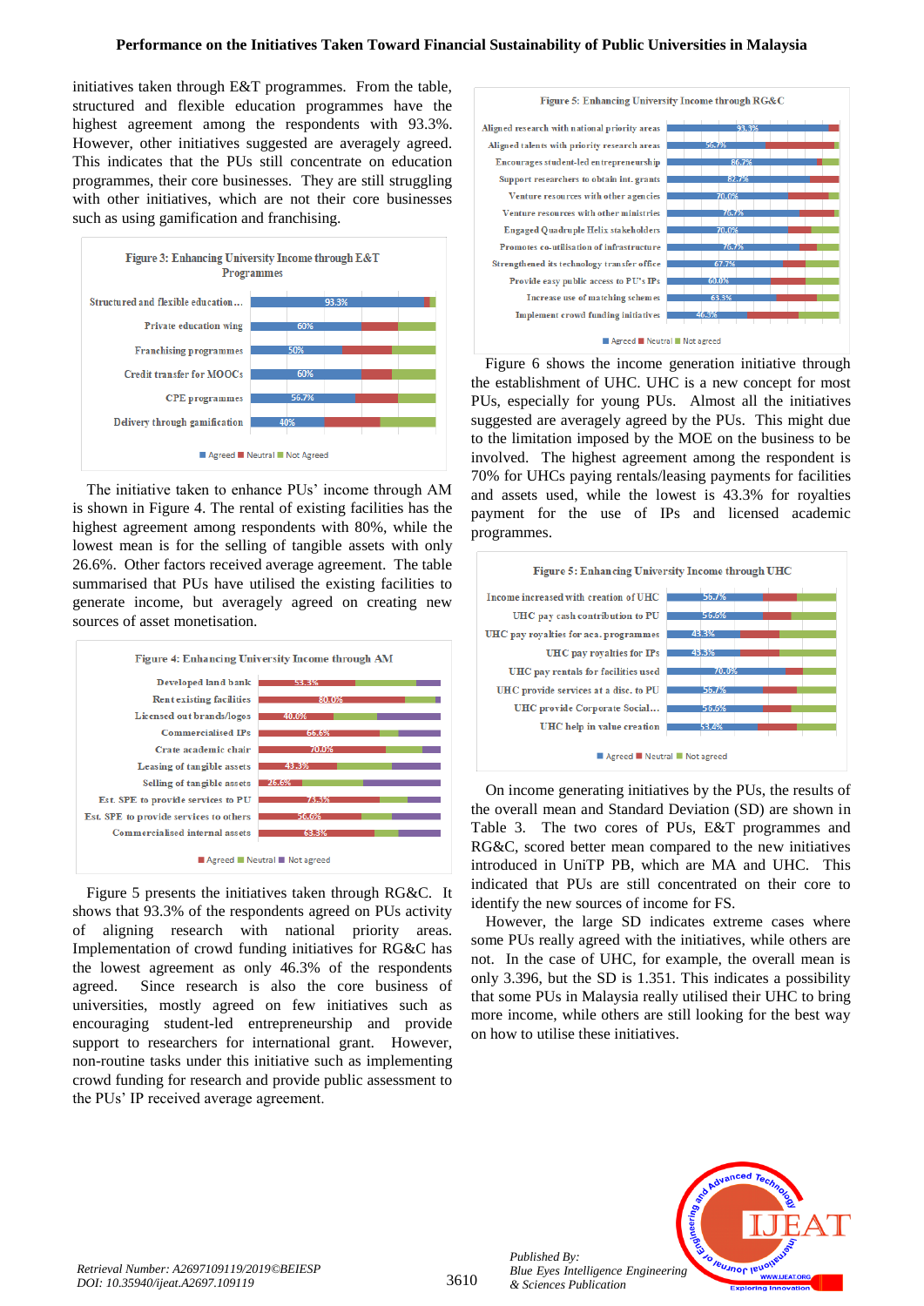initiatives taken through E&T programmes. From the table, structured and flexible education programmes have the highest agreement among the respondents with 93.3%. However, other initiatives suggested are averagely agreed. This indicates that the PUs still concentrate on education programmes, their core businesses. They are still struggling with other initiatives, which are not their core businesses such as using gamification and franchising.

Figure 3: Enhancing University Income through E&T Programmes

| Initiative | Agreed |
|---|---|
| Structured and flexible education... | 93.3% |
| Private education wing | 60% |
| Franchising programmes | 50% |
| Credit transfer for MOOCs | 60% |
| CPE programmes | 56.7% |
| Delivery through gamification | 40% |

The initiative taken to enhance PUs' income through AM is shown in Figure 4. The rental of existing facilities has the highest agreement among respondents with 80%, while the lowest mean is for the selling of tangible assets with only 26.6%. Other factors received average agreement. The table summarised that PUs have utilised the existing facilities to generate income, but averagely agreed on creating new sources of asset monetisation.

Figure 4: Enhancing University Income through AM

| Initiative | Agreed |
|---|---|
| Developed land bank | 53.3% |
| Rent existing facilities | 80.0% |
| Licensed out brands/logos | 40.0% |
| Commercialised IPs | 66.6% |
| Create academic chair | 70.0% |
| Leasing of tangible assets | 43.3% |
| Selling of tangible assets | 26.6% |
| Est. SPE to provide services to PU | 73.3% |
| Est. SPE to provide services to others | 56.6% |
| Commercialised internal assets | 63.3% |

Figure 5 presents the initiatives taken through RG&C. It shows that 93.3% of the respondents agreed on PUs activity of aligning research with national priority areas. Implementation of crowd funding initiatives for RG&C has the lowest agreement as only 46.3% of the respondents agreed. Since research is also the core business of universities, mostly agreed on few initiatives such as encouraging student-led entrepreneurship and provide support to researchers for international grant. However, non-routine tasks under this initiative such as implementing crowd funding for research and provide public assessment to the PUs' IP received average agreement.

Figure 5: Enhancing University Income through RG&C

| Initiative | Agreed |
|---|---|
| Aligned research with national priority areas | 93.3% |
| Aligned talents with priority research areas | 56.7% |
| Encourages student-led entrepreneurship | 86.7% |
| Support researchers to obtain int. grants | 82.7% |
| Venture resources with other agencies | 70.0% |
| Venture resources with other ministries | 76.7% |
| Engaged Quadruple Helix stakeholders | 70.0% |
| Promotes co-utilisation of infrastructure | 76.7% |
| Strengthened its technology transfer office | 67.7% |
| Provide easy public access to PU's IPs | 60.0% |
| Increase use of matching schemes | 63.3% |
| Implement crowd funding initiatives | 46.3% |

Figure 6 shows the income generation initiative through the establishment of UHC. UHC is a new concept for most PUs, especially for young PUs. Almost all the initiatives suggested are averagely agreed by the PUs. This might due to the limitation imposed by the MOE on the business to be involved. The highest agreement among the respondent is 70% for UHCs paying rentals/leasing payments for facilities and assets used, while the lowest is 43.3% for royalties payment for the use of IPs and licensed academic programmes.

Figure 5: Enhancing University Income through UHC

| Initiative | Agreed |
|---|---|
| Income increased with creation of UHC | 56.7% |
| UHC pay cash contribution to PU | 56.6% |
| UHC pay royalties for aca. programmes | 43.3% |
| UHC pay royalties for IPs | 43.3% |
| UHC pay rentals for facilities used | 70.0% |
| UHC provide services at a disc. to PU | 56.7% |
| UHC provide Corporate Social... | 56.6% |
| UHC help in value creation | 53.4% |

On income generating initiatives by the PUs, the results of the overall mean and Standard Deviation (SD) are shown in Table 3. The two cores of PUs, E&T programmes and RG&C, scored better mean compared to the new initiatives introduced in UniTP PB, which are MA and UHC. This indicated that PUs are still concentrated on their core to identify the new sources of income for FS.

However, the large SD indicates extreme cases where some PUs really agreed with the initiatives, while others are not. In the case of UHC, for example, the overall mean is only 3.396, but the SD is 1.351. This indicates a possibility that some PUs in Malaysia really utilised their UHC to bring more income, while others are still looking for the best way on how to utilise these initiatives.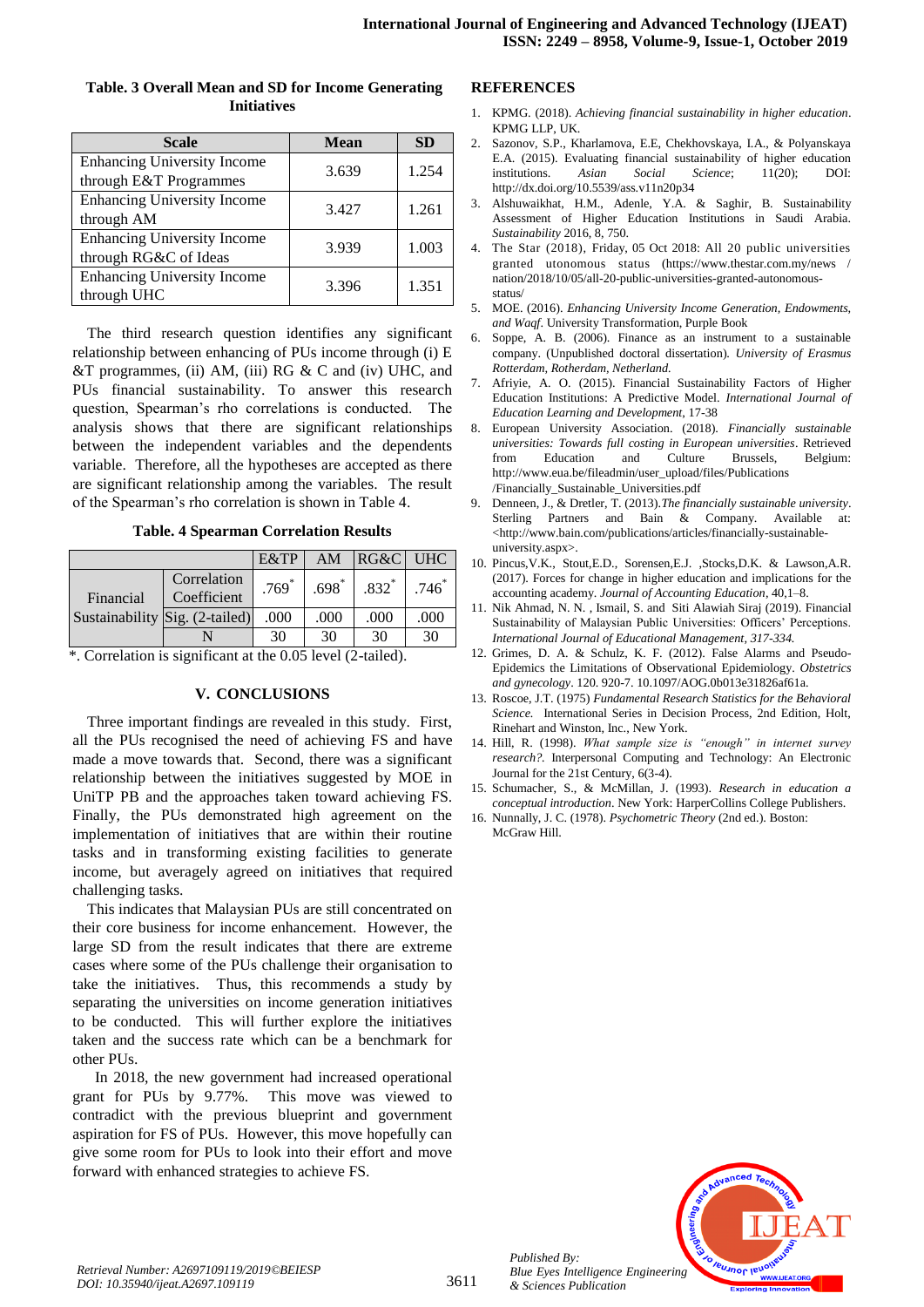**Table. 3 Overall Mean and SD for Income Generating Initiatives**

| Scale | Mean | SD |
|---|---|---|
| Enhancing University Income through E&T Programmes | 3.639 | 1.254 |
| Enhancing University Income through AM | 3.427 | 1.261 |
| Enhancing University Income through RG&C of Ideas | 3.939 | 1.003 |
| Enhancing University Income through UHC | 3.396 | 1.351 |

The third research question identifies any significant relationship between enhancing of PUs income through (i) E &T programmes, (ii) AM, (iii) RG & C and (iv) UHC, and PUs financial sustainability. To answer this research question, Spearman's rho correlations is conducted. The analysis shows that there are significant relationships between the independent variables and the dependents variable. Therefore, all the hypotheses are accepted as there are significant relationship among the variables. The result of the Spearman's rho correlation is shown in Table 4.

**Table. 4 Spearman Correlation Results**

| | | E&TP | AM | RG&C | UHC |
|---|---|---|---|---|---|
| Financial Sustainability | Correlation Coefficient | .769* | .698* | .832* | .746* |
| | Sig. (2-tailed) | .000 | .000 | .000 | .000 |
| | N | 30 | 30 | 30 | 30 |

*. Correlation is significant at the 0.05 level (2-tailed).

## V. CONCLUSIONS

Three important findings are revealed in this study. First, all the PUs recognised the need of achieving FS and have made a move towards that. Second, there was a significant relationship between the initiatives suggested by MOE in UniTP PB and the approaches taken toward achieving FS. Finally, the PUs demonstrated high agreement on the implementation of initiatives that are within their routine tasks and in transforming existing facilities to generate income, but averagely agreed on initiatives that required challenging tasks.

This indicates that Malaysian PUs are still concentrated on their core business for income enhancement. However, the large SD from the result indicates that there are extreme cases where some of the PUs challenge their organisation to take the initiatives. Thus, this recommends a study by separating the universities on income generation initiatives to be conducted. This will further explore the initiatives taken and the success rate which can be a benchmark for other PUs.

In 2018, the new government had increased operational grant for PUs by 9.77%. This move was viewed to contradict with the previous blueprint and government aspiration for FS of PUs. However, this move hopefully can give some room for PUs to look into their effort and move forward with enhanced strategies to achieve FS.

## REFERENCES

1. KPMG. (2018). *Achieving financial sustainability in higher education*. KPMG LLP, UK.
2. Sazonov, S.P., Kharlamova, E.E, Chekhovskaya, I.A., & Polyanskaya E.A. (2015). Evaluating financial sustainability of higher education institutions. *Asian Social Science*; 11(20); DOI: http://dx.doi.org/10.5539/ass.v11n20p34
3. Alshuwaikhat, H.M., Adenle, Y.A. & Saghir, B. Sustainability Assessment of Higher Education Institutions in Saudi Arabia. *Sustainability* 2016, 8, 750.
4. The Star (2018), Friday, 05 Oct 2018: All 20 public universities granted utonomous status (https://www.thestar.com.my/news / nation/2018/10/05/all-20-public-universities-granted-autonomous-status/
5. MOE. (2016). *Enhancing University Income Generation, Endowments, and Waqf*. University Transformation, Purple Book
6. Soppe, A. B. (2006). Finance as an instrument to a sustainable company. (Unpublished doctoral dissertation). *University of Erasmus Rotterdam, Rotherdam, Netherland.*
7. Afriyie, A. O. (2015). Financial Sustainability Factors of Higher Education Institutions: A Predictive Model. *International Journal of Education Learning and Development*, 17-38
8. European University Association. (2018). *Financially sustainable universities: Towards full costing in European universities*. Retrieved from Education and Culture Brussels, Belgium: http://www.eua.be/fileadmin/user_upload/files/Publications /Financially_Sustainable_Universities.pdf
9. Denneen, J., & Dretler, T. (2013).*The financially sustainable university*. Sterling Partners and Bain & Company. Available at: <http://www.bain.com/publications/articles/financially-sustainable-university.aspx>.
10. Pincus,V.K., Stout,E.D., Sorensen,E.J. ,Stocks,D.K. & Lawson,A.R. (2017). Forces for change in higher education and implications for the accounting academy. *Journal of Accounting Education*, 40,1–8.
11. Nik Ahmad, N. N. , Ismail, S. and Siti Alawiah Siraj (2019). Financial Sustainability of Malaysian Public Universities: Officers' Perceptions. *International Journal of Educational Management, 317-334.*
12. Grimes, D. A. & Schulz, K. F. (2012). False Alarms and Pseudo-Epidemics the Limitations of Observational Epidemiology. *Obstetrics and gynecology*. 120. 920-7. 10.1097/AOG.0b013e31826af61a.
13. Roscoe, J.T. (1975) *Fundamental Research Statistics for the Behavioral Science.* International Series in Decision Process, 2nd Edition, Holt, Rinehart and Winston, Inc., New York.
14. Hill, R. (1998). *What sample size is "enough" in internet survey research?.* Interpersonal Computing and Technology: An Electronic Journal for the 21st Century, 6(3-4).
15. Schumacher, S., & McMillan, J. (1993). *Research in education a conceptual introduction*. New York: HarperCollins College Publishers.
16. Nunnally, J. C. (1978). *Psychometric Theory* (2nd ed.). Boston: McGraw Hill.